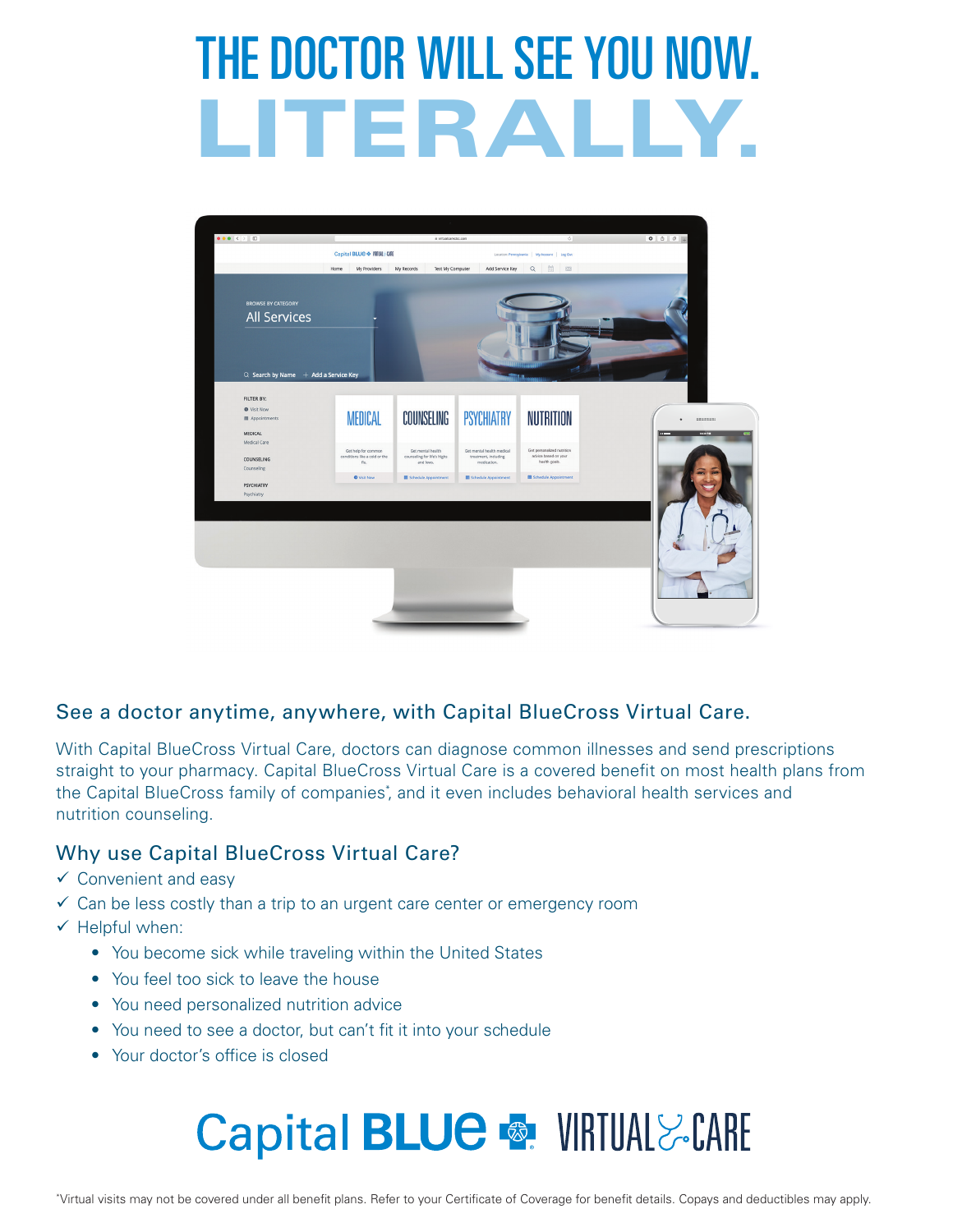# THE DOCTOR WILL SEE YOU NOW. LITERALLY.

## See a doctor anytime, anywhere, with Capital BlueCross Virtual Care.

With Capital BlueCross Virtual Care, doctors can diagnose common illnesses and send prescriptions straight to your pharmacy. Capital BlueCross Virtual Care is a covered benefit on most health plans from the Capital BlueCross family of companies*, and it even includes behavioral health services and nutrition counseling.

## Why use Capital BlueCross Virtual Care?

- ✓ Convenient and easy
- ✓ Can be less costly than a trip to an urgent care center or emergency room
- ✓ Helpful when:
  - You become sick while traveling within the United States
  - You feel too sick to leave the house
  - You need personalized nutrition advice
  - You need to see a doctor, but can't fit it into your schedule
  - Your doctor's office is closed

Capital BLUE VIRTUAL CARE

*Virtual visits may not be covered under all benefit plans. Refer to your Certificate of Coverage for benefit details. Copays and deductibles may apply.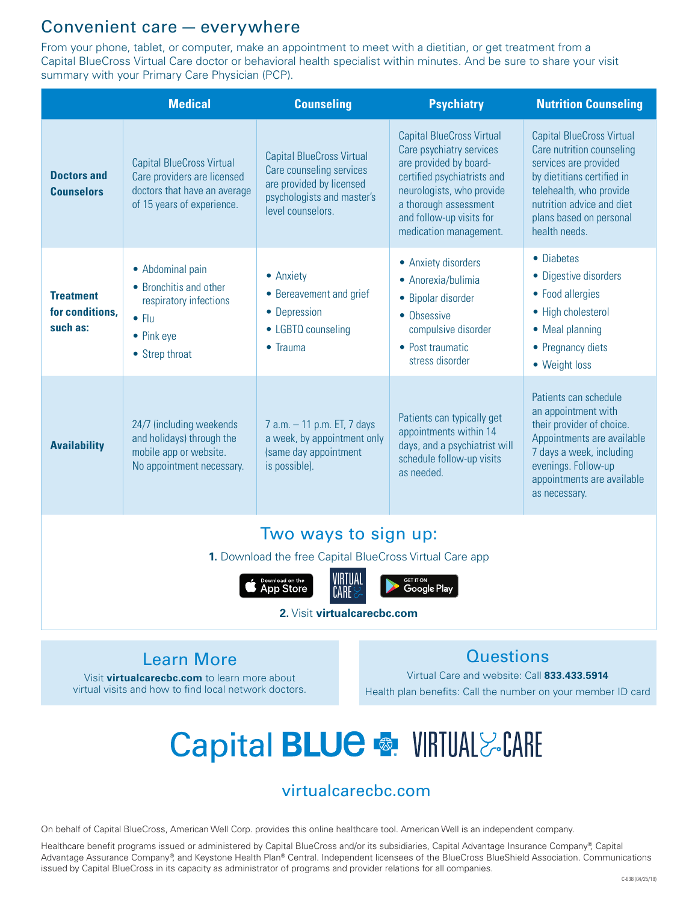## Convenient care — everywhere

From your phone, tablet, or computer, make an appointment to meet with a dietitian, or get treatment from a Capital BlueCross Virtual Care doctor or behavioral health specialist within minutes. And be sure to share your visit summary with your Primary Care Physician (PCP).

| | Medical | Counseling | Psychiatry | Nutrition Counseling |
|---|---|---|---|---|
| **Doctors and Counselors** | Capital BlueCross Virtual Care providers are licensed doctors that have an average of 15 years of experience. | Capital BlueCross Virtual Care counseling services are provided by licensed psychologists and master's level counselors. | Capital BlueCross Virtual Care psychiatry services are provided by board-certified psychiatrists and neurologists, who provide a thorough assessment and follow-up visits for medication management. | Capital BlueCross Virtual Care nutrition counseling services are provided by dietitians certified in telehealth, who provide nutrition advice and diet plans based on personal health needs. |
| **Treatment for conditions, such as:** | • Abdominal pain<br>• Bronchitis and other respiratory infections<br>• Flu<br>• Pink eye<br>• Strep throat | • Anxiety<br>• Bereavement and grief<br>• Depression<br>• LGBTQ counseling<br>• Trauma | • Anxiety disorders<br>• Anorexia/bulimia<br>• Bipolar disorder<br>• Obsessive compulsive disorder<br>• Post traumatic stress disorder | • Diabetes<br>• Digestive disorders<br>• Food allergies<br>• High cholesterol<br>• Meal planning<br>• Pregnancy diets<br>• Weight loss |
| **Availability** | 24/7 (including weekends and holidays) through the mobile app or website. No appointment necessary. | 7 a.m. – 11 p.m. ET, 7 days a week, by appointment only (same day appointment is possible). | Patients can typically get appointments within 14 days, and a psychiatrist will schedule follow-up visits as needed. | Patients can schedule an appointment with their provider of choice. Appointments are available 7 days a week, including evenings. Follow-up appointments are available as necessary. |

## Two ways to sign up:

**1.** Download the free Capital BlueCross Virtual Care app

Download on the App Store | VIRTUAL CARE | GET IT ON Google Play

**2.** Visit **virtualcarecbc.com**

## Learn More

Visit **virtualcarecbc.com** to learn more about virtual visits and how to find local network doctors.

## Questions

Virtual Care and website: Call **833.433.5914**

Health plan benefits: Call the number on your member ID card

Capital BLUE VIRTUAL CARE

virtualcarecbc.com

On behalf of Capital BlueCross, American Well Corp. provides this online healthcare tool. American Well is an independent company.

Healthcare benefit programs issued or administered by Capital BlueCross and/or its subsidiaries, Capital Advantage Insurance Company®, Capital Advantage Assurance Company®, and Keystone Health Plan® Central. Independent licensees of the BlueCross BlueShield Association. Communications issued by Capital BlueCross in its capacity as administrator of programs and provider relations for all companies.

C-638 (04/25/19)